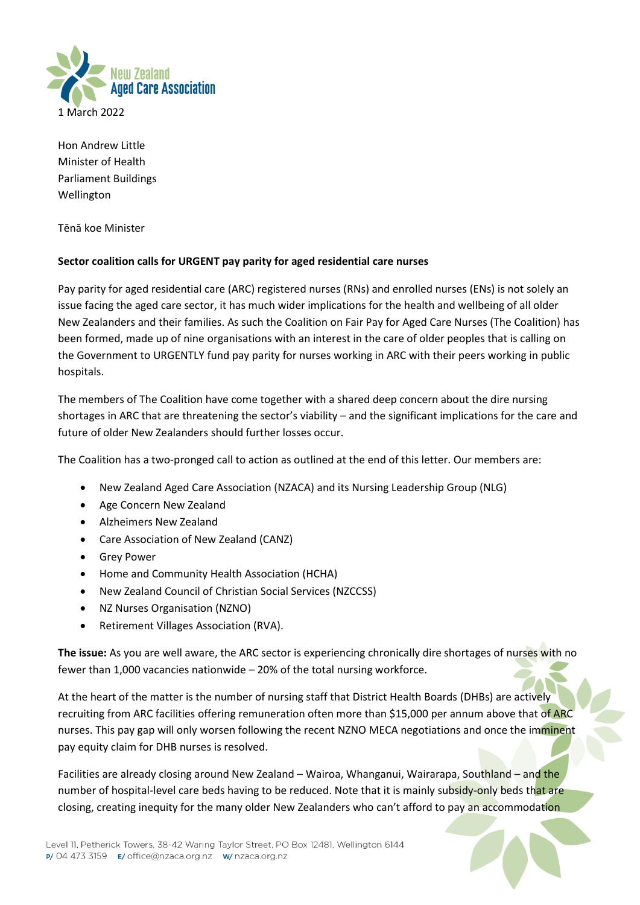1 March 2022

Hon Andrew Little
Minister of Health
Parliament Buildings
Wellington

Tēnā koe Minister

**Sector coalition calls for URGENT pay parity for aged residential care nurses**

Pay parity for aged residential care (ARC) registered nurses (RNs) and enrolled nurses (ENs) is not solely an issue facing the aged care sector, it has much wider implications for the health and wellbeing of all older New Zealanders and their families. As such the Coalition on Fair Pay for Aged Care Nurses (The Coalition) has been formed, made up of nine organisations with an interest in the care of older peoples that is calling on the Government to URGENTLY fund pay parity for nurses working in ARC with their peers working in public hospitals.

The members of The Coalition have come together with a shared deep concern about the dire nursing shortages in ARC that are threatening the sector's viability – and the significant implications for the care and future of older New Zealanders should further losses occur.

The Coalition has a two-pronged call to action as outlined at the end of this letter. Our members are:

- New Zealand Aged Care Association (NZACA) and its Nursing Leadership Group (NLG)
- Age Concern New Zealand
- Alzheimers New Zealand
- Care Association of New Zealand (CANZ)
- Grey Power
- Home and Community Health Association (HCHA)
- New Zealand Council of Christian Social Services (NZCCSS)
- NZ Nurses Organisation (NZNO)
- Retirement Villages Association (RVA).

**The issue:** As you are well aware, the ARC sector is experiencing chronically dire shortages of nurses with no fewer than 1,000 vacancies nationwide – 20% of the total nursing workforce.

At the heart of the matter is the number of nursing staff that District Health Boards (DHBs) are actively recruiting from ARC facilities offering remuneration often more than $15,000 per annum above that of ARC nurses. This pay gap will only worsen following the recent NZNO MECA negotiations and once the imminent pay equity claim for DHB nurses is resolved.

Facilities are already closing around New Zealand – Wairoa, Whanganui, Wairarapa, Southland – and the number of hospital-level care beds having to be reduced. Note that it is mainly subsidy-only beds that are closing, creating inequity for the many older New Zealanders who can't afford to pay an accommodation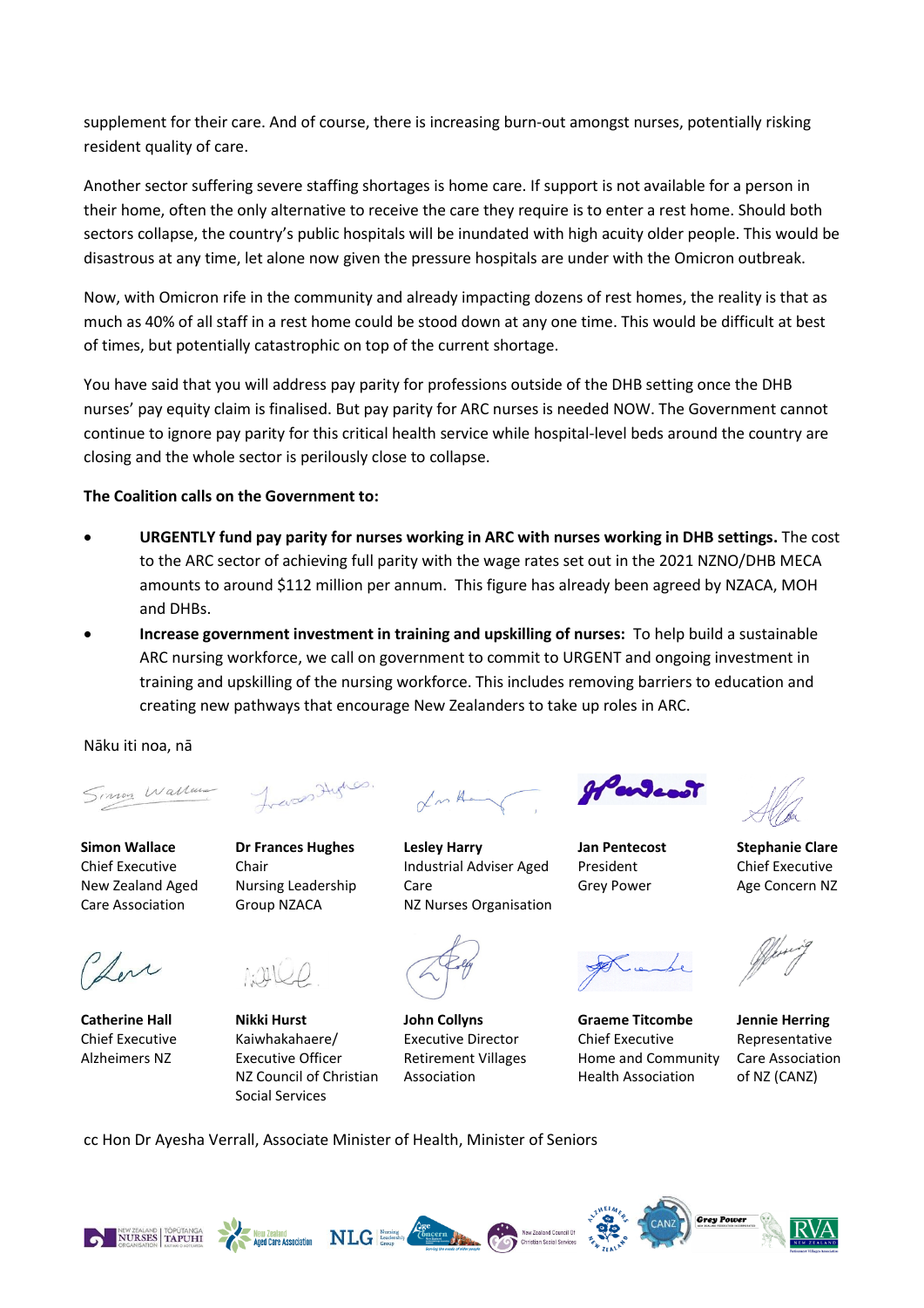supplement for their care. And of course, there is increasing burn-out amongst nurses, potentially risking resident quality of care.

Another sector suffering severe staffing shortages is home care. If support is not available for a person in their home, often the only alternative to receive the care they require is to enter a rest home. Should both sectors collapse, the country's public hospitals will be inundated with high acuity older people. This would be disastrous at any time, let alone now given the pressure hospitals are under with the Omicron outbreak.

Now, with Omicron rife in the community and already impacting dozens of rest homes, the reality is that as much as 40% of all staff in a rest home could be stood down at any one time. This would be difficult at best of times, but potentially catastrophic on top of the current shortage.

You have said that you will address pay parity for professions outside of the DHB setting once the DHB nurses' pay equity claim is finalised. But pay parity for ARC nurses is needed NOW. The Government cannot continue to ignore pay parity for this critical health service while hospital-level beds around the country are closing and the whole sector is perilously close to collapse.

**The Coalition calls on the Government to:**

- **URGENTLY fund pay parity for nurses working in ARC with nurses working in DHB settings.** The cost to the ARC sector of achieving full parity with the wage rates set out in the 2021 NZNO/DHB MECA amounts to around $112 million per annum. This figure has already been agreed by NZACA, MOH and DHBs.
- **Increase government investment in training and upskilling of nurses:** To help build a sustainable ARC nursing workforce, we call on government to commit to URGENT and ongoing investment in training and upskilling of the nursing workforce. This includes removing barriers to education and creating new pathways that encourage New Zealanders to take up roles in ARC.

Nāku iti noa, nā

**Simon Wallace**
Chief Executive
New Zealand Aged Care Association

**Dr Frances Hughes**
Chair
Nursing Leadership Group NZACA

**Lesley Harry**
Industrial Adviser Aged Care
NZ Nurses Organisation

**Jan Pentecost**
President
Grey Power

**Stephanie Clare**
Chief Executive
Age Concern NZ

**Catherine Hall**
Chief Executive
Alzheimers NZ

**Nikki Hurst**
Kaiwhakahaere/
Executive Officer
NZ Council of Christian Social Services

**John Collyns**
Executive Director
Retirement Villages Association

**Graeme Titcombe**
Chief Executive
Home and Community Health Association

**Jennie Herring**
Representative
Care Association of NZ (CANZ)

cc Hon Dr Ayesha Verrall, Associate Minister of Health, Minister of Seniors